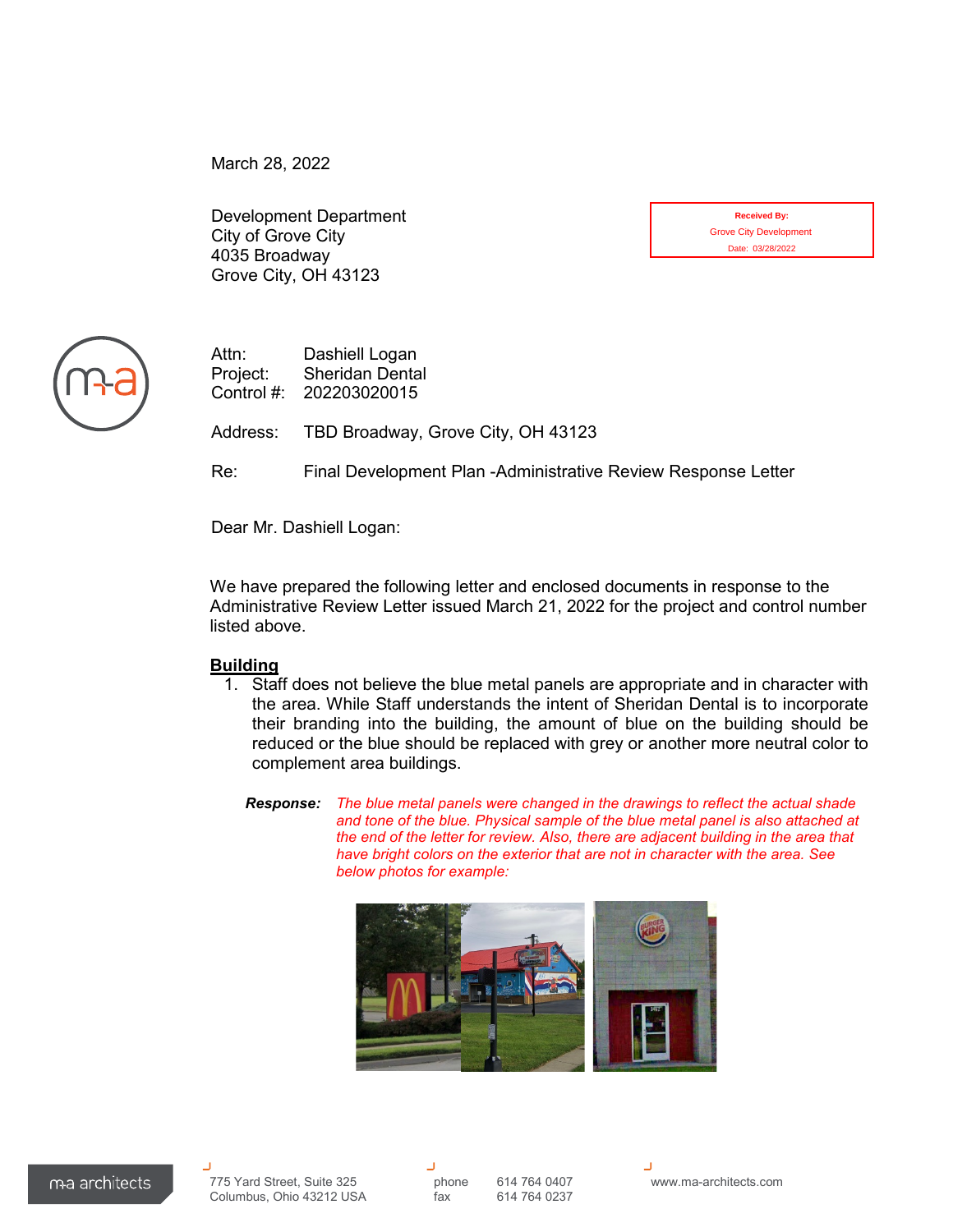March 28, 2022

Development Department
City of Grove City
4035 Broadway
Grove City, OH 43123

Received By:
Grove City Development
Date: 03/28/2022

Attn: Dashiell Logan
Project: Sheridan Dental
Control #: 202203020015

Address: TBD Broadway, Grove City, OH 43123

Re: Final Development Plan -Administrative Review Response Letter

Dear Mr. Dashiell Logan:

We have prepared the following letter and enclosed documents in response to the Administrative Review Letter issued March 21, 2022 for the project and control number listed above.

**Building**

1. Staff does not believe the blue metal panels are appropriate and in character with the area. While Staff understands the intent of Sheridan Dental is to incorporate their branding into the building, the amount of blue on the building should be reduced or the blue should be replaced with grey or another more neutral color to complement area buildings.

   ***Response:*** *The blue metal panels were changed in the drawings to reflect the actual shade and tone of the blue. Physical sample of the blue metal panel is also attached at the end of the letter for review. Also, there are adjacent building in the area that have bright colors on the exterior that are not in character with the area. See below photos for example:*

775 Yard Street, Suite 325
Columbus, Ohio 43212 USA

phone 614 764 0407
fax 614 764 0237

www.ma-architects.com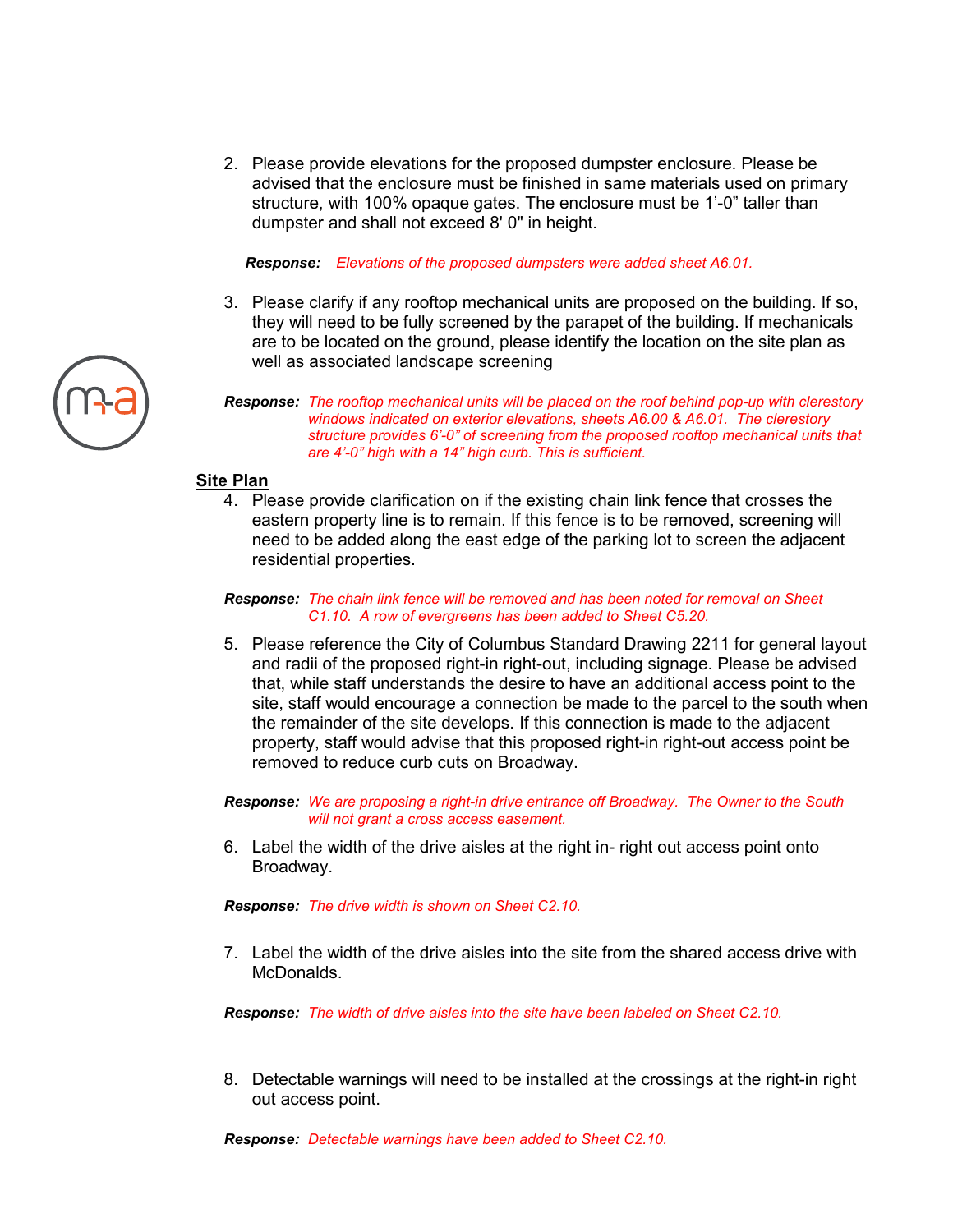2. Please provide elevations for the proposed dumpster enclosure. Please be advised that the enclosure must be finished in same materials used on primary structure, with 100% opaque gates. The enclosure must be 1'-0" taller than dumpster and shall not exceed 8' 0" in height.

   ***Response:*** *Elevations of the proposed dumpsters were added sheet A6.01.*

3. Please clarify if any rooftop mechanical units are proposed on the building. If so, they will need to be fully screened by the parapet of the building. If mechanicals are to be located on the ground, please identify the location on the site plan as well as associated landscape screening

   ***Response:*** *The rooftop mechanical units will be placed on the roof behind pop-up with clerestory windows indicated on exterior elevations, sheets A6.00 & A6.01. The clerestory structure provides 6'-0" of screening from the proposed rooftop mechanical units that are 4'-0" high with a 14" high curb. This is sufficient.*

## Site Plan

4. Please provide clarification on if the existing chain link fence that crosses the eastern property line is to remain. If this fence is to be removed, screening will need to be added along the east edge of the parking lot to screen the adjacent residential properties.

   ***Response:*** *The chain link fence will be removed and has been noted for removal on Sheet C1.10. A row of evergreens has been added to Sheet C5.20.*

5. Please reference the City of Columbus Standard Drawing 2211 for general layout and radii of the proposed right-in right-out, including signage. Please be advised that, while staff understands the desire to have an additional access point to the site, staff would encourage a connection be made to the parcel to the south when the remainder of the site develops. If this connection is made to the adjacent property, staff would advise that this proposed right-in right-out access point be removed to reduce curb cuts on Broadway.

   ***Response:*** *We are proposing a right-in drive entrance off Broadway. The Owner to the South will not grant a cross access easement.*

6. Label the width of the drive aisles at the right in- right out access point onto Broadway.

   ***Response:*** *The drive width is shown on Sheet C2.10.*

7. Label the width of the drive aisles into the site from the shared access drive with McDonalds.

   ***Response:*** *The width of drive aisles into the site have been labeled on Sheet C2.10.*

8. Detectable warnings will need to be installed at the crossings at the right-in right out access point.

   ***Response:*** *Detectable warnings have been added to Sheet C2.10.*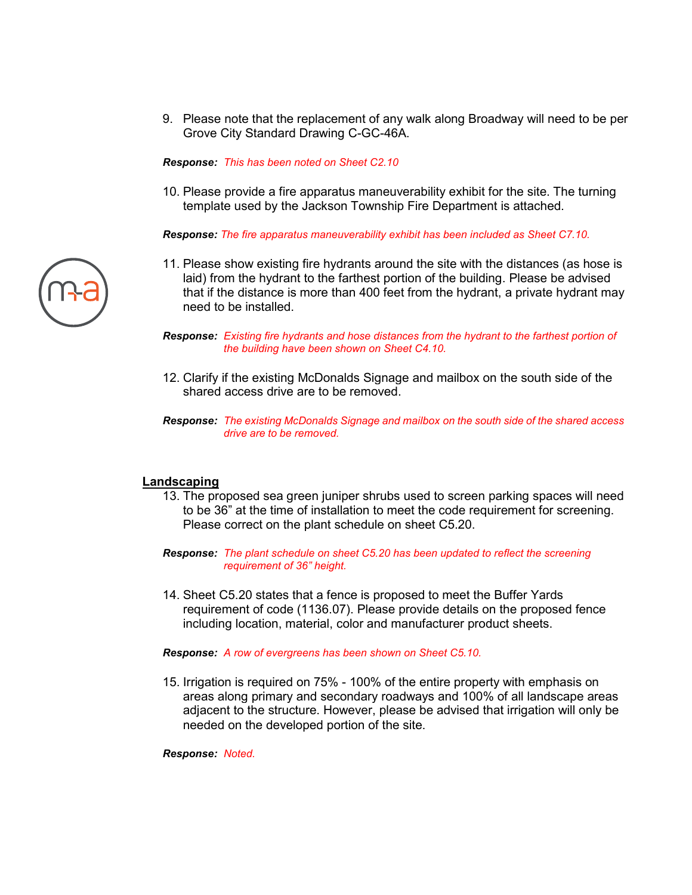9. Please note that the replacement of any walk along Broadway will need to be per Grove City Standard Drawing C-GC-46A.

***Response:*** *This has been noted on Sheet C2.10*

10. Please provide a fire apparatus maneuverability exhibit for the site. The turning template used by the Jackson Township Fire Department is attached.

***Response:*** *The fire apparatus maneuverability exhibit has been included as Sheet C7.10.*

11. Please show existing fire hydrants around the site with the distances (as hose is laid) from the hydrant to the farthest portion of the building. Please be advised that if the distance is more than 400 feet from the hydrant, a private hydrant may need to be installed.

***Response:*** *Existing fire hydrants and hose distances from the hydrant to the farthest portion of the building have been shown on Sheet C4.10.*

12. Clarify if the existing McDonalds Signage and mailbox on the south side of the shared access drive are to be removed.

***Response:*** *The existing McDonalds Signage and mailbox on the south side of the shared access drive are to be removed.*

## Landscaping

13. The proposed sea green juniper shrubs used to screen parking spaces will need to be 36" at the time of installation to meet the code requirement for screening. Please correct on the plant schedule on sheet C5.20.

***Response:*** *The plant schedule on sheet C5.20 has been updated to reflect the screening requirement of 36" height.*

14. Sheet C5.20 states that a fence is proposed to meet the Buffer Yards requirement of code (1136.07). Please provide details on the proposed fence including location, material, color and manufacturer product sheets.

***Response:*** *A row of evergreens has been shown on Sheet C5.10.*

15. Irrigation is required on 75% - 100% of the entire property with emphasis on areas along primary and secondary roadways and 100% of all landscape areas adjacent to the structure. However, please be advised that irrigation will only be needed on the developed portion of the site.

***Response:*** *Noted.*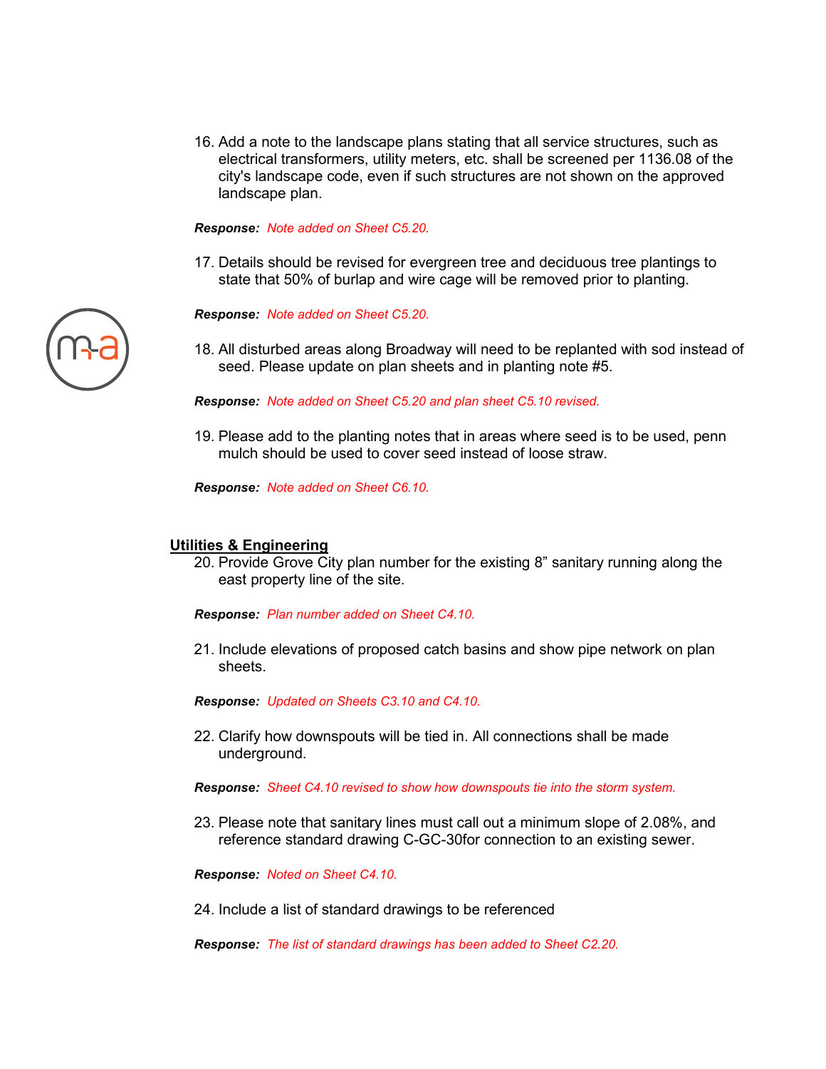16. Add a note to the landscape plans stating that all service structures, such as electrical transformers, utility meters, etc. shall be screened per 1136.08 of the city's landscape code, even if such structures are not shown on the approved landscape plan.

***Response:*** *Note added on Sheet C5.20.*

17. Details should be revised for evergreen tree and deciduous tree plantings to state that 50% of burlap and wire cage will be removed prior to planting.

***Response:*** *Note added on Sheet C5.20.*

18. All disturbed areas along Broadway will need to be replanted with sod instead of seed. Please update on plan sheets and in planting note #5.

***Response:*** *Note added on Sheet C5.20 and plan sheet C5.10 revised.*

19. Please add to the planting notes that in areas where seed is to be used, penn mulch should be used to cover seed instead of loose straw.

***Response:*** *Note added on Sheet C6.10.*

## Utilities & Engineering

20. Provide Grove City plan number for the existing 8" sanitary running along the east property line of the site.

***Response:*** *Plan number added on Sheet C4.10.*

21. Include elevations of proposed catch basins and show pipe network on plan sheets.

***Response:*** *Updated on Sheets C3.10 and C4.10.*

22. Clarify how downspouts will be tied in. All connections shall be made underground.

***Response:*** *Sheet C4.10 revised to show how downspouts tie into the storm system.*

23. Please note that sanitary lines must call out a minimum slope of 2.08%, and reference standard drawing C-GC-30for connection to an existing sewer.

***Response:*** *Noted on Sheet C4.10.*

24. Include a list of standard drawings to be referenced

***Response:*** *The list of standard drawings has been added to Sheet C2.20.*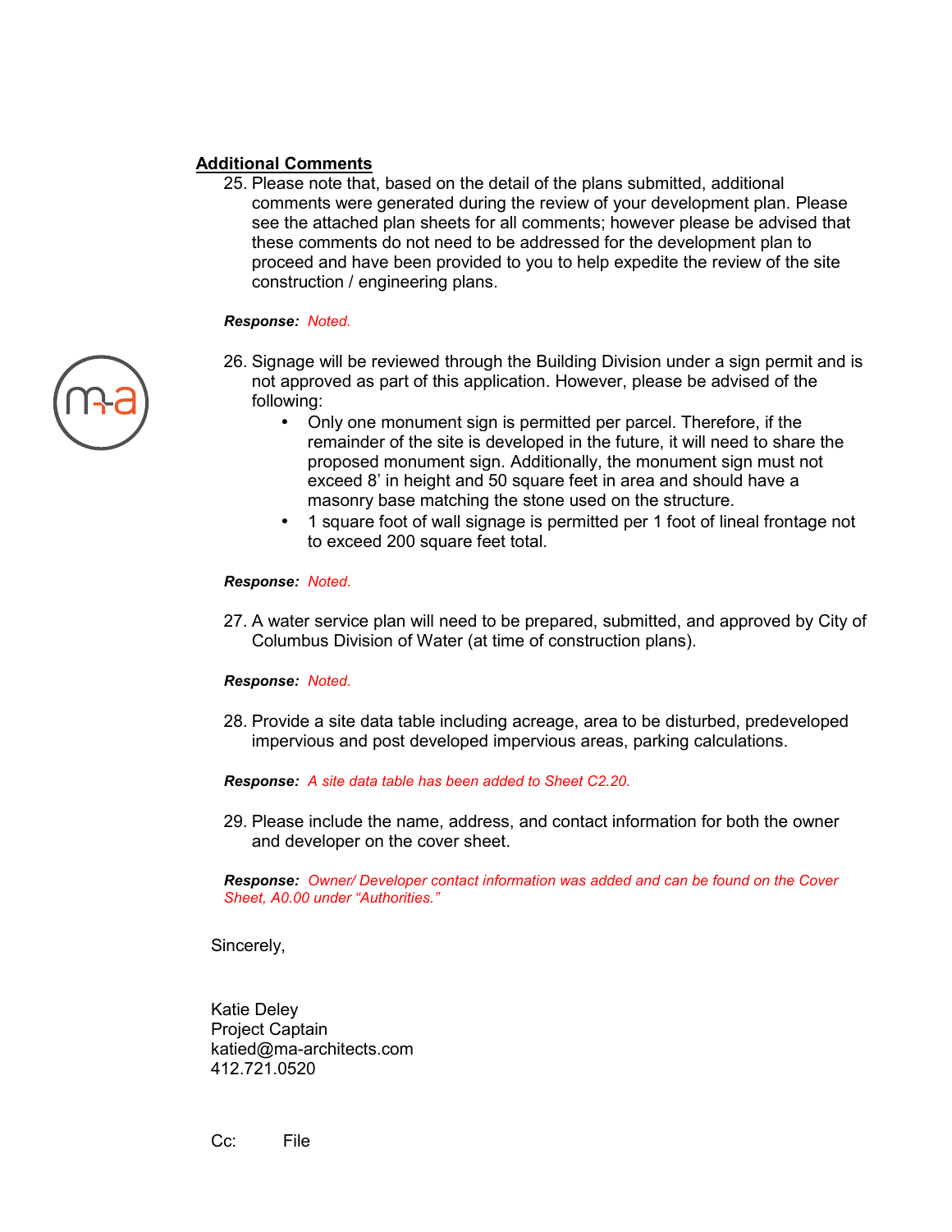**Additional Comments**

25. Please note that, based on the detail of the plans submitted, additional comments were generated during the review of your development plan. Please see the attached plan sheets for all comments; however please be advised that these comments do not need to be addressed for the development plan to proceed and have been provided to you to help expedite the review of the site construction / engineering plans.

***Response:*** *Noted.*

26. Signage will be reviewed through the Building Division under a sign permit and is not approved as part of this application. However, please be advised of the following:
    - Only one monument sign is permitted per parcel. Therefore, if the remainder of the site is developed in the future, it will need to share the proposed monument sign. Additionally, the monument sign must not exceed 8' in height and 50 square feet in area and should have a masonry base matching the stone used on the structure.
    - 1 square foot of wall signage is permitted per 1 foot of lineal frontage not to exceed 200 square feet total.

***Response:*** *Noted.*

27. A water service plan will need to be prepared, submitted, and approved by City of Columbus Division of Water (at time of construction plans).

***Response:*** *Noted.*

28. Provide a site data table including acreage, area to be disturbed, predeveloped impervious and post developed impervious areas, parking calculations.

***Response:*** *A site data table has been added to Sheet C2.20.*

29. Please include the name, address, and contact information for both the owner and developer on the cover sheet.

***Response:*** *Owner/ Developer contact information was added and can be found on the Cover Sheet, A0.00 under "Authorities."*

Sincerely,

Katie Deley
Project Captain
katied@ma-architects.com
412.721.0520

Cc: File